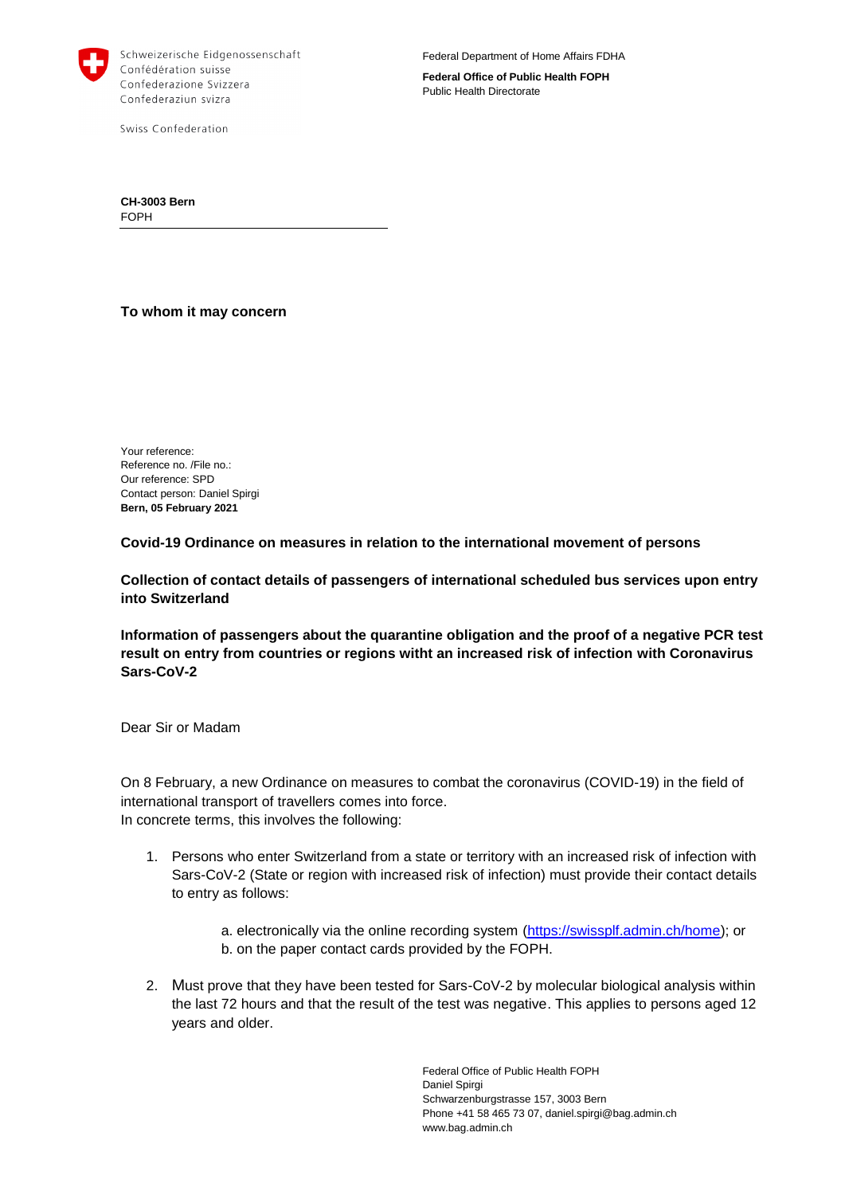Schweizerische Eidgenossenschaft
Confédération suisse
Confederazione Svizzera
Confederaziun svizra

Swiss Confederation

Federal Department of Home Affairs FDHA

**Federal Office of Public Health FOPH**
Public Health Directorate

**CH-3003 Bern**
FOPH

**To whom it may concern**

Your reference:
Reference no. /File no.:
Our reference: SPD
Contact person: Daniel Spirgi
**Bern, 05 February 2021**

**Covid-19 Ordinance on measures in relation to the international movement of persons**

**Collection of contact details of passengers of international scheduled bus services upon entry into Switzerland**

**Information of passengers about the quarantine obligation and the proof of a negative PCR test result on entry from countries or regions witht an increased risk of infection with Coronavirus Sars-CoV-2**

Dear Sir or Madam

On 8 February, a new Ordinance on measures to combat the coronavirus (COVID-19) in the field of international transport of travellers comes into force.
In concrete terms, this involves the following:

1. Persons who enter Switzerland from a state or territory with an increased risk of infection with Sars-CoV-2 (State or region with increased risk of infection) must provide their contact details to entry as follows:

   a. electronically via the online recording system (https://swissplf.admin.ch/home); or
   b. on the paper contact cards provided by the FOPH.

2. Must prove that they have been tested for Sars-CoV-2 by molecular biological analysis within the last 72 hours and that the result of the test was negative. This applies to persons aged 12 years and older.

Federal Office of Public Health FOPH
Daniel Spirgi
Schwarzenburgstrasse 157, 3003 Bern
Phone +41 58 465 73 07, daniel.spirgi@bag.admin.ch
www.bag.admin.ch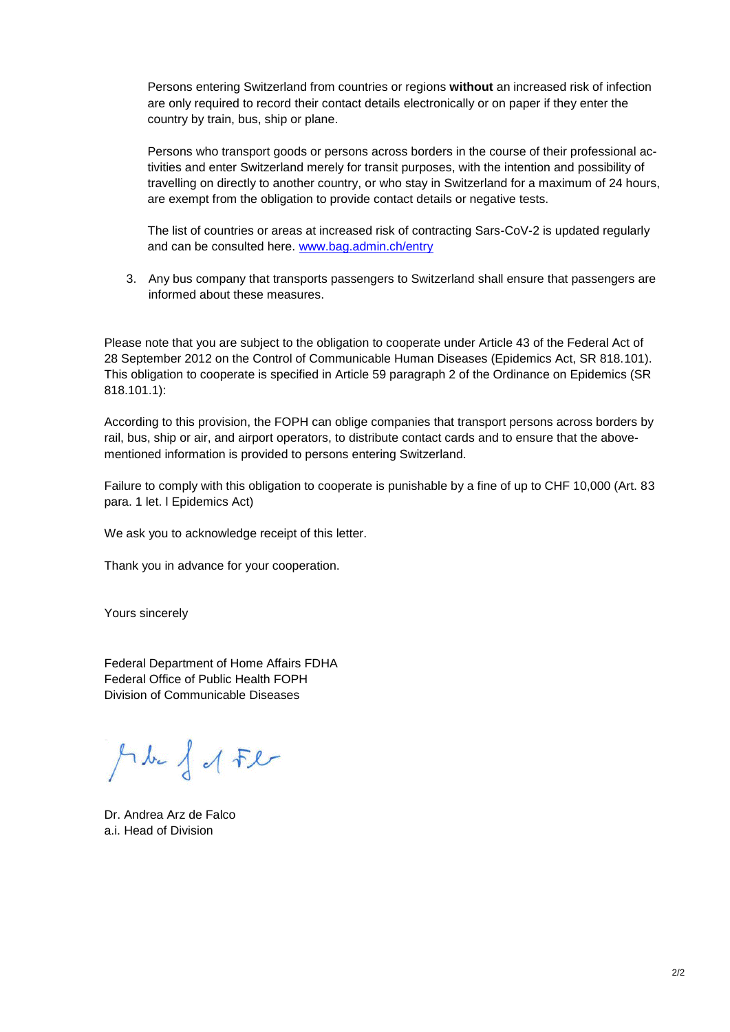Persons entering Switzerland from countries or regions **without** an increased risk of infection are only required to record their contact details electronically or on paper if they enter the country by train, bus, ship or plane.

Persons who transport goods or persons across borders in the course of their professional activities and enter Switzerland merely for transit purposes, with the intention and possibility of travelling on directly to another country, or who stay in Switzerland for a maximum of 24 hours, are exempt from the obligation to provide contact details or negative tests.

The list of countries or areas at increased risk of contracting Sars-CoV-2 is updated regularly and can be consulted here. [www.bag.admin.ch/entry](www.bag.admin.ch/entry)

3. Any bus company that transports passengers to Switzerland shall ensure that passengers are informed about these measures.

Please note that you are subject to the obligation to cooperate under Article 43 of the Federal Act of 28 September 2012 on the Control of Communicable Human Diseases (Epidemics Act, SR 818.101). This obligation to cooperate is specified in Article 59 paragraph 2 of the Ordinance on Epidemics (SR 818.101.1):

According to this provision, the FOPH can oblige companies that transport persons across borders by rail, bus, ship or air, and airport operators, to distribute contact cards and to ensure that the above-mentioned information is provided to persons entering Switzerland.

Failure to comply with this obligation to cooperate is punishable by a fine of up to CHF 10,000 (Art. 83 para. 1 let. l Epidemics Act)

We ask you to acknowledge receipt of this letter.

Thank you in advance for your cooperation.

Yours sincerely

Federal Department of Home Affairs FDHA
Federal Office of Public Health FOPH
Division of Communicable Diseases

Dr. Andrea Arz de Falco
a.i. Head of Division